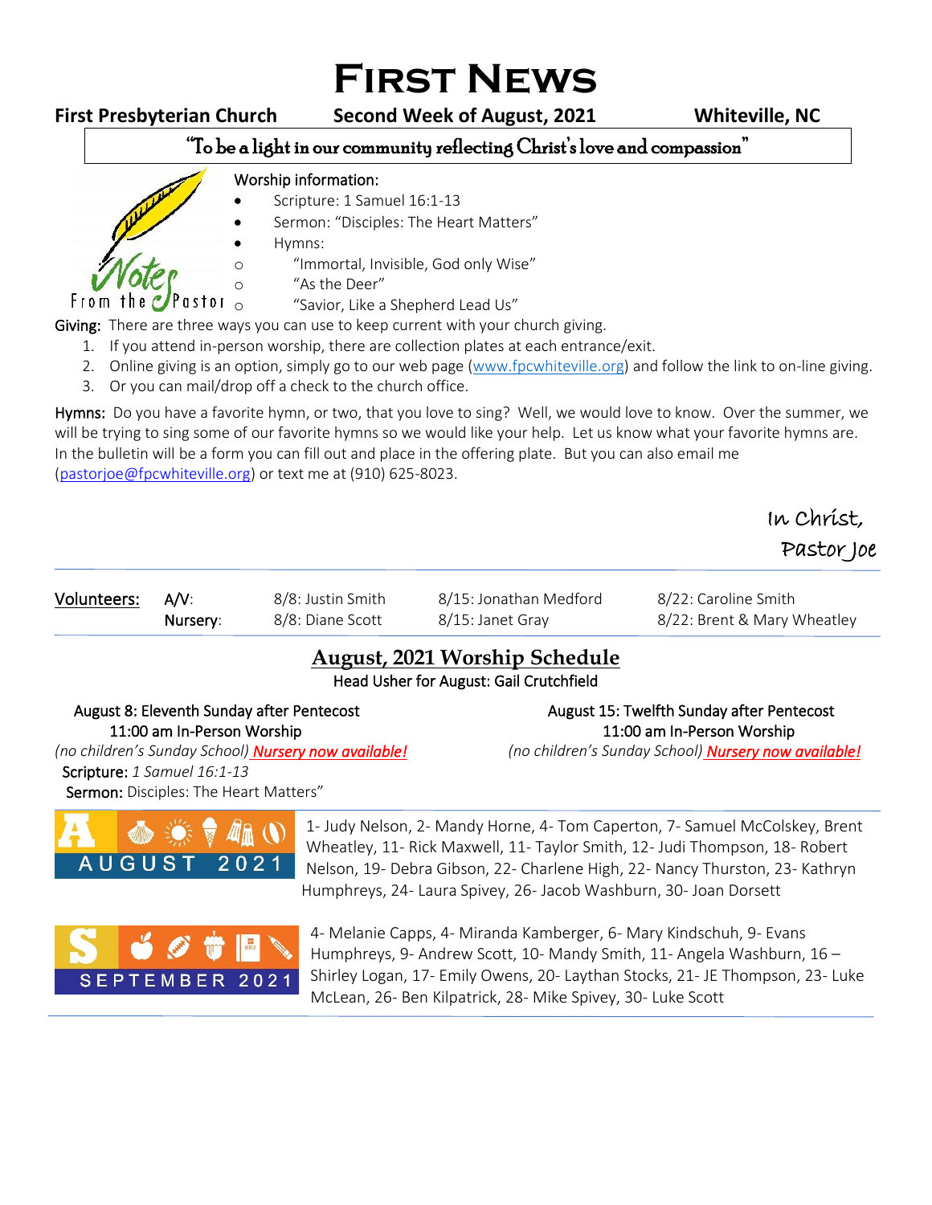# First News

**First Presbyterian Church** | **Second Week of August, 2021** | **Whiteville, NC**

"To be a light in our community reflecting Christ's love and compassion"

Notes From the Pastor

Worship information:

- Scripture: 1 Samuel 16:1-13
- Sermon: "Disciples: The Heart Matters"
- Hymns:
  - "Immortal, Invisible, God only Wise"
  - "As the Deer"
  - "Savior, Like a Shepherd Lead Us"

**Giving:** There are three ways you can use to keep current with your church giving.

1. If you attend in-person worship, there are collection plates at each entrance/exit.
2. Online giving is an option, simply go to our web page (www.fpcwhiteville.org) and follow the link to on-line giving.
3. Or you can mail/drop off a check to the church office.

**Hymns:** Do you have a favorite hymn, or two, that you love to sing? Well, we would love to know. Over the summer, we will be trying to sing some of our favorite hymns so we would like your help. Let us know what your favorite hymns are. In the bulletin will be a form you can fill out and place in the offering plate. But you can also email me (pastorjoe@fpcwhiteville.org) or text me at (910) 625-8023.

In Christ,
Pastor Joe

| Volunteers: | | | | |
|---|---|---|---|---|
| | A/V: | 8/8: Justin Smith | 8/15: Jonathan Medford | 8/22: Caroline Smith |
| | Nursery: | 8/8: Diane Scott | 8/15: Janet Gray | 8/22: Brent & Mary Wheatley |

## August, 2021 Worship Schedule

Head Usher for August: Gail Crutchfield

August 8: Eleventh Sunday after Pentecost
11:00 am In-Person Worship
*(no children's Sunday School)* ***Nursery now available!***
**Scripture:** *1 Samuel 16:1-13*
**Sermon:** Disciples: The Heart Matters"

August 15: Twelfth Sunday after Pentecost
11:00 am In-Person Worship
*(no children's Sunday School)* ***Nursery now available!***

**AUGUST 2021**

1- Judy Nelson, 2- Mandy Horne, 4- Tom Caperton, 7- Samuel McColskey, Brent Wheatley, 11- Rick Maxwell, 11- Taylor Smith, 12- Judi Thompson, 18- Robert Nelson, 19- Debra Gibson, 22- Charlene High, 22- Nancy Thurston, 23- Kathryn Humphreys, 24- Laura Spivey, 26- Jacob Washburn, 30- Joan Dorsett

**SEPTEMBER 2021**

4- Melanie Capps, 4- Miranda Kamberger, 6- Mary Kindschuh, 9- Evans Humphreys, 9- Andrew Scott, 10- Mandy Smith, 11- Angela Washburn, 16 – Shirley Logan, 17- Emily Owens, 20- Laythan Stocks, 21- JE Thompson, 23- Luke McLean, 26- Ben Kilpatrick, 28- Mike Spivey, 30- Luke Scott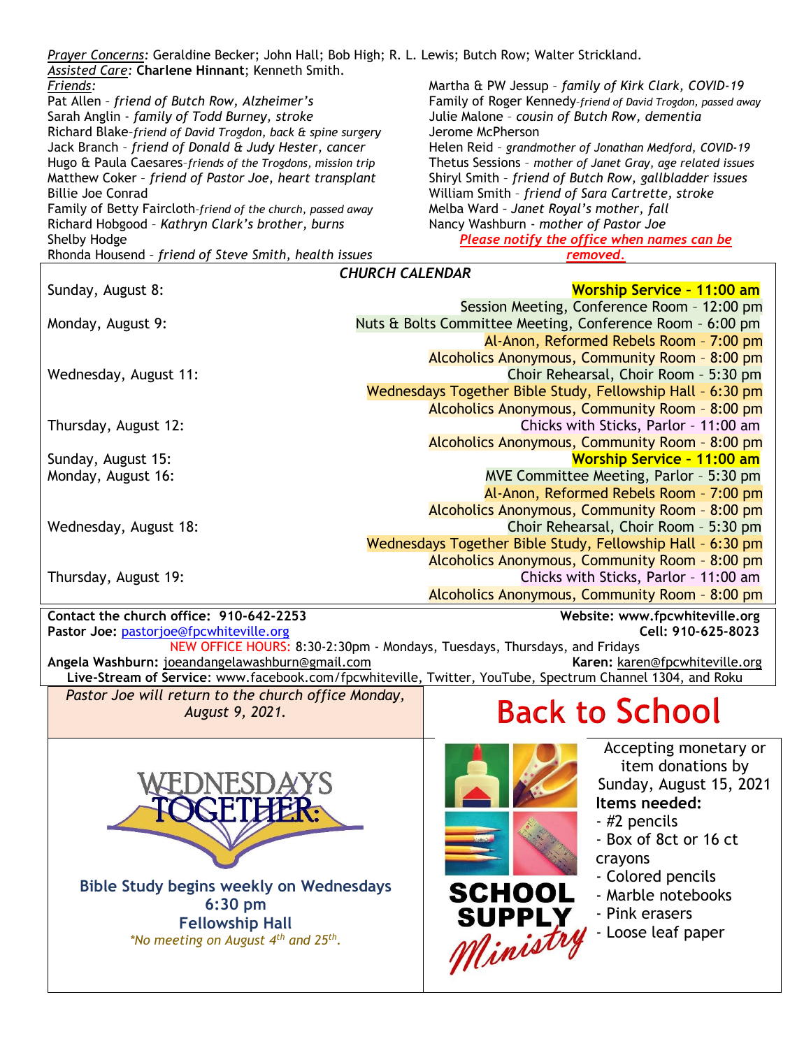*Prayer Concerns:* Geraldine Becker; John Hall; Bob High; R. L. Lewis; Butch Row; Walter Strickland.

*Assisted Care:* **Charlene Hinnant**; Kenneth Smith.

*Friends:*

Pat Allen – *friend of Butch Row, Alzheimer's*
Sarah Anglin - *family of Todd Burney, stroke*
Richard Blake–*friend of David Trogdon, back & spine surgery*
Jack Branch – *friend of Donald & Judy Hester, cancer*
Hugo & Paula Caesares–*friends of the Trogdons, mission trip*
Matthew Coker – *friend of Pastor Joe, heart transplant*
Billie Joe Conrad
Family of Betty Faircloth–*friend of the church, passed away*
Richard Hobgood – *Kathryn Clark's brother, burns*
Shelby Hodge
Rhonda Housend – *friend of Steve Smith, health issues*
Martha & PW Jessup – *family of Kirk Clark, COVID-19*
Family of Roger Kennedy–*friend of David Trogdon, passed away*
Julie Malone – *cousin of Butch Row, dementia*
Jerome McPherson
Helen Reid – *grandmother of Jonathan Medford, COVID-19*
Thetus Sessions – *mother of Janet Gray, age related issues*
Shiryl Smith – *friend of Butch Row, gallbladder issues*
William Smith – *friend of Sara Cartrette, stroke*
Melba Ward – *Janet Royal's mother, fall*
Nancy Washburn - *mother of Pastor Joe*

***Please notify the office when names can be removed.***

## *CHURCH CALENDAR*

| Date | Event |
|---|---|
| Sunday, August 8: | **Worship Service – 11:00 am** |
| | Session Meeting, Conference Room – 12:00 pm |
| Monday, August 9: | Nuts & Bolts Committee Meeting, Conference Room – 6:00 pm |
| | Al-Anon, Reformed Rebels Room - 7:00 pm |
| | Alcoholics Anonymous, Community Room – 8:00 pm |
| Wednesday, August 11: | Choir Rehearsal, Choir Room - 5:30 pm |
| | Wednesdays Together Bible Study, Fellowship Hall – 6:30 pm |
| | Alcoholics Anonymous, Community Room – 8:00 pm |
| Thursday, August 12: | Chicks with Sticks, Parlor – 11:00 am |
| | Alcoholics Anonymous, Community Room – 8:00 pm |
| Sunday, August 15: | **Worship Service - 11:00 am** |
| Monday, August 16: | MVE Committee Meeting, Parlor – 5:30 pm |
| | Al-Anon, Reformed Rebels Room - 7:00 pm |
| | Alcoholics Anonymous, Community Room – 8:00 pm |
| Wednesday, August 18: | Choir Rehearsal, Choir Room – 5:30 pm |
| | Wednesdays Together Bible Study, Fellowship Hall – 6:30 pm |
| | Alcoholics Anonymous, Community Room – 8:00 pm |
| Thursday, August 19: | Chicks with Sticks, Parlor – 11:00 am |
| | Alcoholics Anonymous, Community Room – 8:00 pm |

**Contact the church office: 910-642-2253** **Website: www.fpcwhiteville.org**
**Pastor Joe:** pastorjoe@fpcwhiteville.org **Cell: 910-625-8023**
NEW OFFICE HOURS: 8:30-2:30pm - Mondays, Tuesdays, Thursdays, and Fridays
**Angela Washburn:** joeandangelawashburn@gmail.com **Karen:** karen@fpcwhiteville.org
**Live-Stream of Service**: www.facebook.com/fpcwhiteville, Twitter, YouTube, Spectrum Channel 1304, and Roku

*Pastor Joe will return to the church office Monday, August 9, 2021.*

WEDNESDAYS TOGETHER

**Bible Study begins weekly on Wednesdays**
**6:30 pm**
**Fellowship Hall**
*\*No meeting on August 4th and 25th.*

# Back to School

SCHOOL SUPPLY *Ministry*

Accepting monetary or item donations by Sunday, August 15, 2021

**Items needed:**
- #2 pencils
- Box of 8ct or 16 ct crayons
- Colored pencils
- Marble notebooks
- Pink erasers
- Loose leaf paper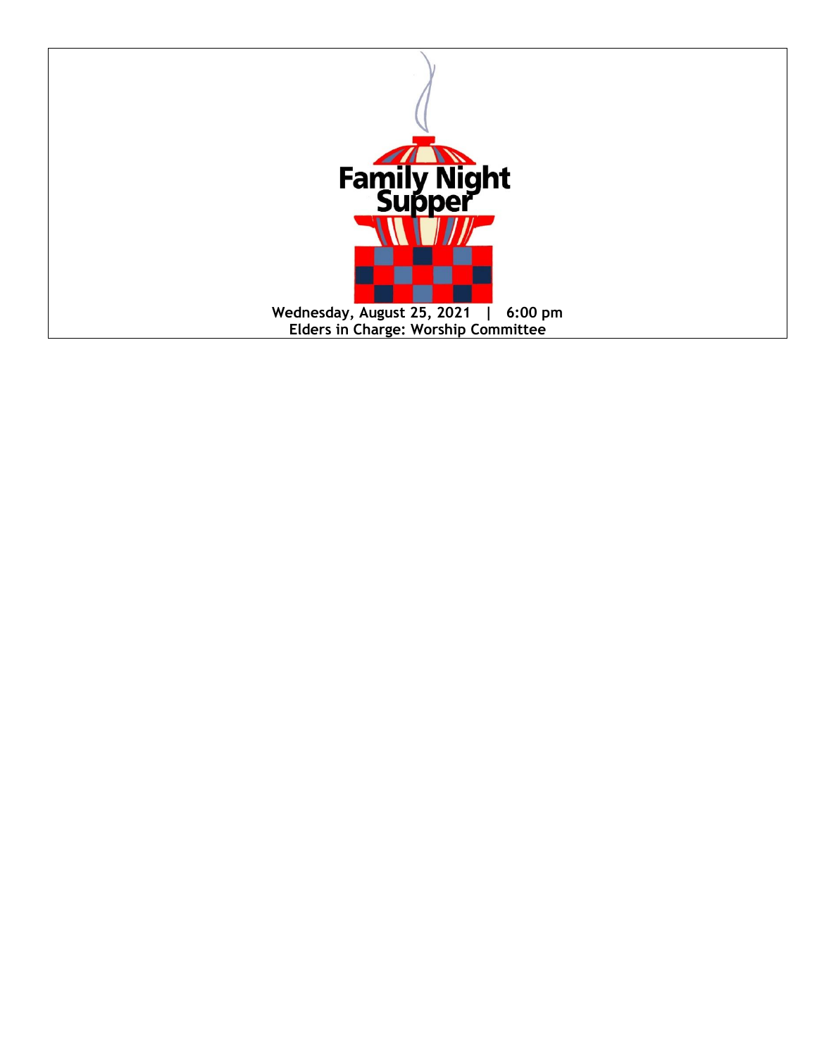Family Night Supper

Wednesday, August 25, 2021 | 6:00 pm
Elders in Charge: Worship Committee